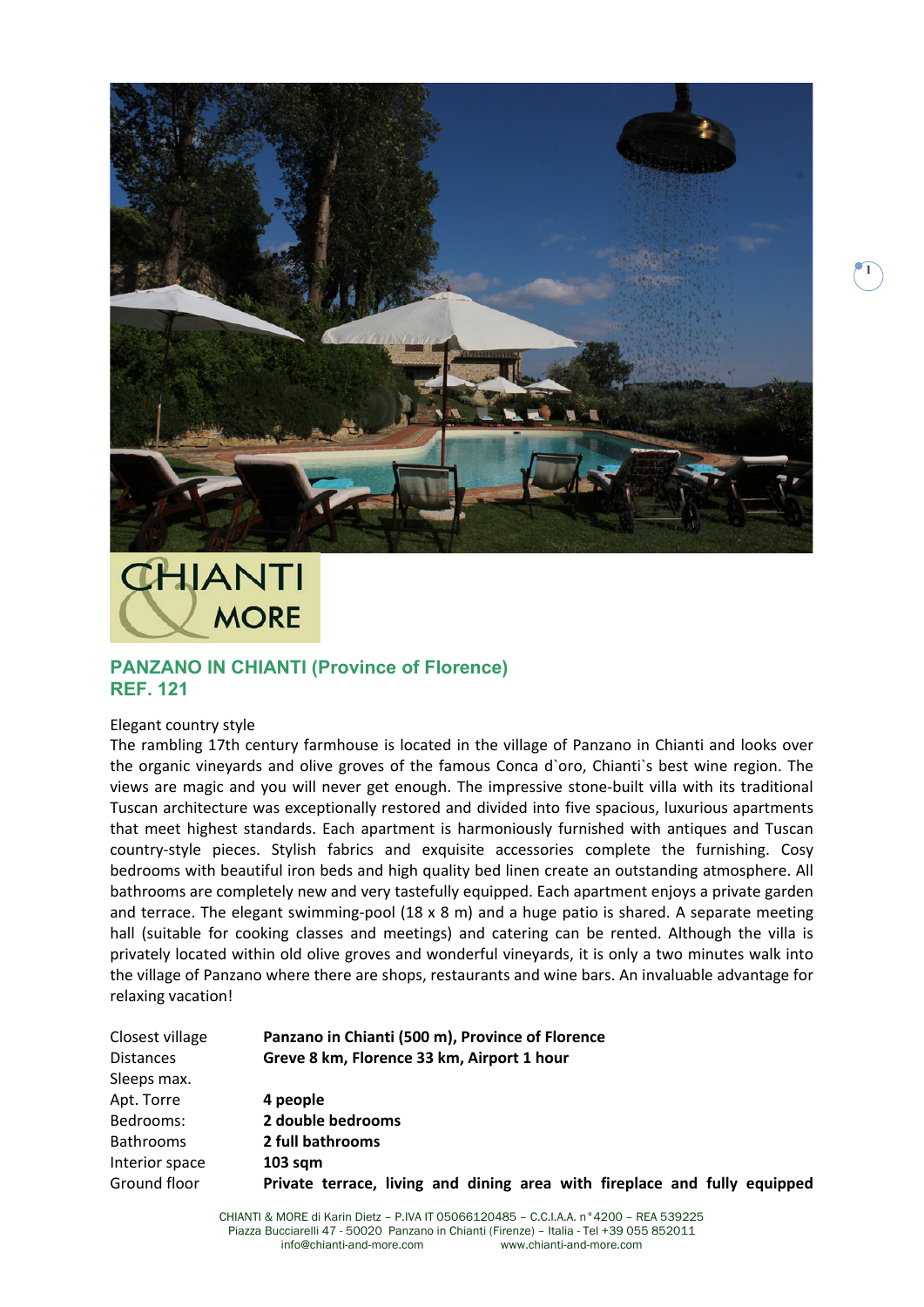CHIANTI & MORE

## PANZANO IN CHIANTI (Province of Florence)
## REF. 121

Elegant country style

The rambling 17th century farmhouse is located in the village of Panzano in Chianti and looks over the organic vineyards and olive groves of the famous Conca d`oro, Chianti`s best wine region. The views are magic and you will never get enough. The impressive stone-built villa with its traditional Tuscan architecture was exceptionally restored and divided into five spacious, luxurious apartments that meet highest standards. Each apartment is harmoniously furnished with antiques and Tuscan country-style pieces. Stylish fabrics and exquisite accessories complete the furnishing. Cosy bedrooms with beautiful iron beds and high quality bed linen create an outstanding atmosphere. All bathrooms are completely new and very tastefully equipped. Each apartment enjoys a private garden and terrace. The elegant swimming-pool (18 x 8 m) and a huge patio is shared. A separate meeting hall (suitable for cooking classes and meetings) and catering can be rented. Although the villa is privately located within old olive groves and wonderful vineyards, it is only a two minutes walk into the village of Panzano where there are shops, restaurants and wine bars. An invaluable advantage for relaxing vacation!

| | |
|---|---|
| Closest village | **Panzano in Chianti (500 m), Province of Florence** |
| Distances | **Greve 8 km, Florence 33 km, Airport 1 hour** |
| Sleeps max. | |
| Apt. Torre | **4 people** |
| Bedrooms: | **2 double bedrooms** |
| Bathrooms | **2 full bathrooms** |
| Interior space | **103 sqm** |
| Ground floor | **Private terrace, living and dining area with fireplace and fully equipped** |

CHIANTI & MORE di Karin Dietz – P.IVA IT 05066120485 – C.C.I.A.A. n°4200 – REA 539225
Piazza Bucciarelli 47 - 50020 Panzano in Chianti (Firenze) – Italia - Tel +39 055 852011
info@chianti-and-more.com www.chianti-and-more.com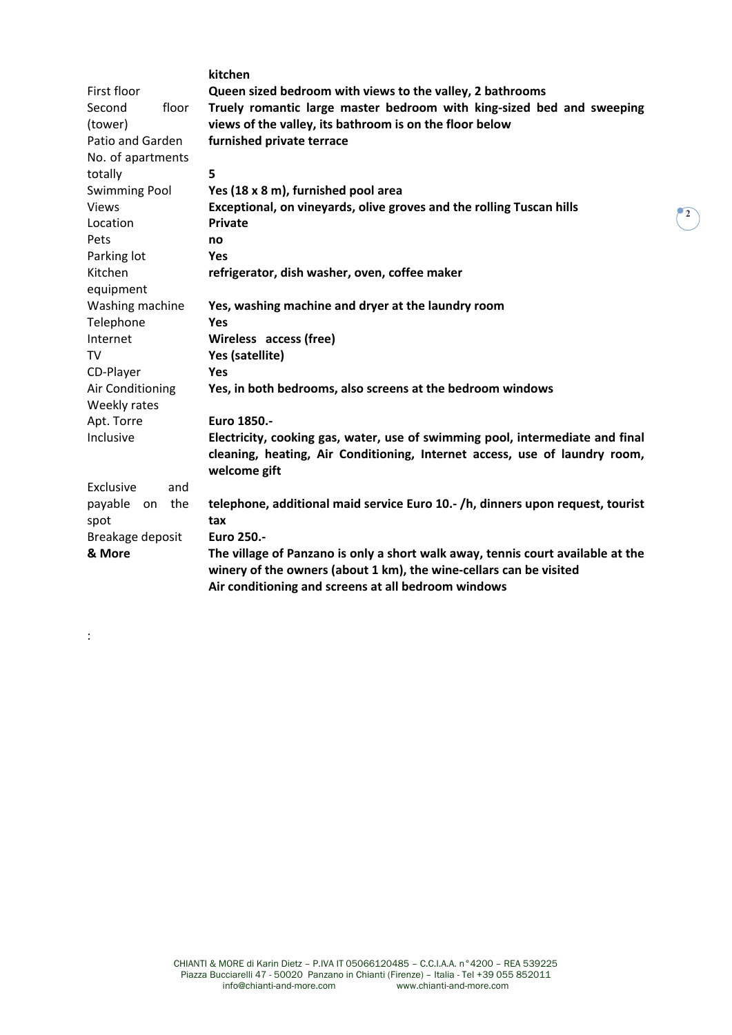| | |
|---|---|
| | **kitchen** |
| First floor | **Queen sized bedroom with views to the valley, 2 bathrooms** |
| Second floor (tower) | **Truely romantic large master bedroom with king-sized bed and sweeping views of the valley, its bathroom is on the floor below** |
| Patio and Garden | **furnished private terrace** |
| No. of apartments totally | **5** |
| Swimming Pool | **Yes (18 x 8 m), furnished pool area** |
| Views | **Exceptional, on vineyards, olive groves and the rolling Tuscan hills** |
| Location | **Private** |
| Pets | **no** |
| Parking lot | **Yes** |
| Kitchen equipment | **refrigerator, dish washer, oven, coffee maker** |
| Washing machine | **Yes, washing machine and dryer at the laundry room** |
| Telephone | **Yes** |
| Internet | **Wireless access (free)** |
| TV | **Yes (satellite)** |
| CD-Player | **Yes** |
| Air Conditioning | **Yes, in both bedrooms, also screens at the bedroom windows** |
| Weekly rates | |
| Apt. Torre | **Euro 1850.-** |
| Inclusive | **Electricity, cooking gas, water, use of swimming pool, intermediate and final cleaning, heating, Air Conditioning, Internet access, use of laundry room, welcome gift** |
| Exclusive and payable on the spot | **telephone, additional maid service Euro 10.- /h, dinners upon request, tourist tax** |
| Breakage deposit | **Euro 250.-** |
| **& More** | **The village of Panzano is only a short walk away, tennis court available at the winery of the owners (about 1 km), the wine-cellars can be visited**<br>**Air conditioning and screens at all bedroom windows** |

:

CHIANTI & MORE di Karin Dietz – P.IVA IT 05066120485 – C.C.I.A.A. n° 4200 – REA 539225
Piazza Bucciarelli 47 - 50020 Panzano in Chianti (Firenze) – Italia - Tel +39 055 852011
info@chianti-and-more.com www.chianti-and-more.com